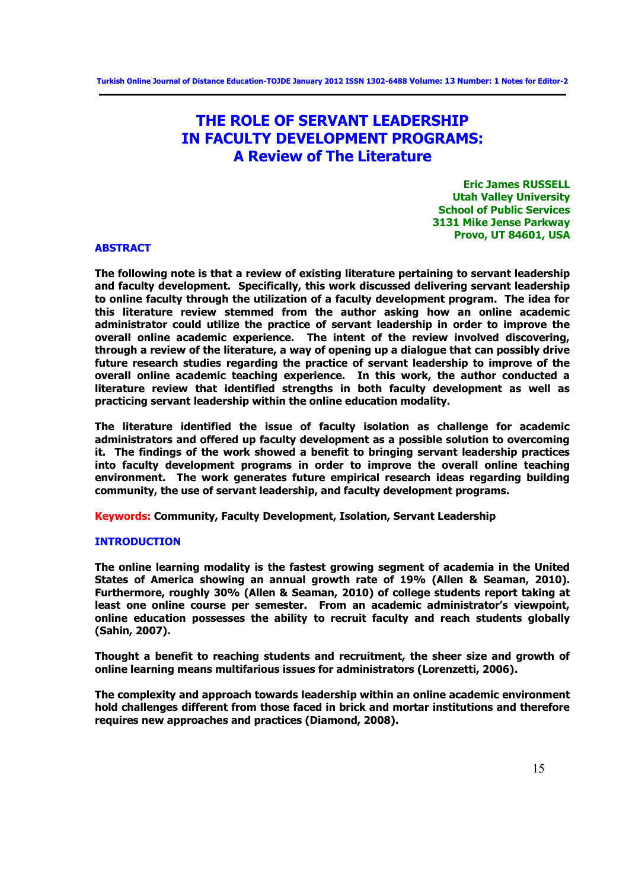# THE ROLE OF SERVANT LEADERSHIP IN FACULTY DEVELOPMENT PROGRAMS: A Review of The Literature

**Eric James RUSSELL**
**Utah Valley University**
**School of Public Services**
**3131 Mike Jense Parkway**
**Provo, UT 84601, USA**

## ABSTRACT

**The following note is that a review of existing literature pertaining to servant leadership and faculty development. Specifically, this work discussed delivering servant leadership to online faculty through the utilization of a faculty development program. The idea for this literature review stemmed from the author asking how an online academic administrator could utilize the practice of servant leadership in order to improve the overall online academic experience. The intent of the review involved discovering, through a review of the literature, a way of opening up a dialogue that can possibly drive future research studies regarding the practice of servant leadership to improve of the overall online academic teaching experience. In this work, the author conducted a literature review that identified strengths in both faculty development as well as practicing servant leadership within the online education modality.**

**The literature identified the issue of faculty isolation as challenge for academic administrators and offered up faculty development as a possible solution to overcoming it. The findings of the work showed a benefit to bringing servant leadership practices into faculty development programs in order to improve the overall online teaching environment. The work generates future empirical research ideas regarding building community, the use of servant leadership, and faculty development programs.**

**Keywords:** **Community, Faculty Development, Isolation, Servant Leadership**

## INTRODUCTION

**The online learning modality is the fastest growing segment of academia in the United States of America showing an annual growth rate of 19% (Allen & Seaman, 2010). Furthermore, roughly 30% (Allen & Seaman, 2010) of college students report taking at least one online course per semester. From an academic administrator's viewpoint, online education possesses the ability to recruit faculty and reach students globally (Sahin, 2007).**

**Thought a benefit to reaching students and recruitment, the sheer size and growth of online learning means multifarious issues for administrators (Lorenzetti, 2006).**

**The complexity and approach towards leadership within an online academic environment hold challenges different from those faced in brick and mortar institutions and therefore requires new approaches and practices (Diamond, 2008).**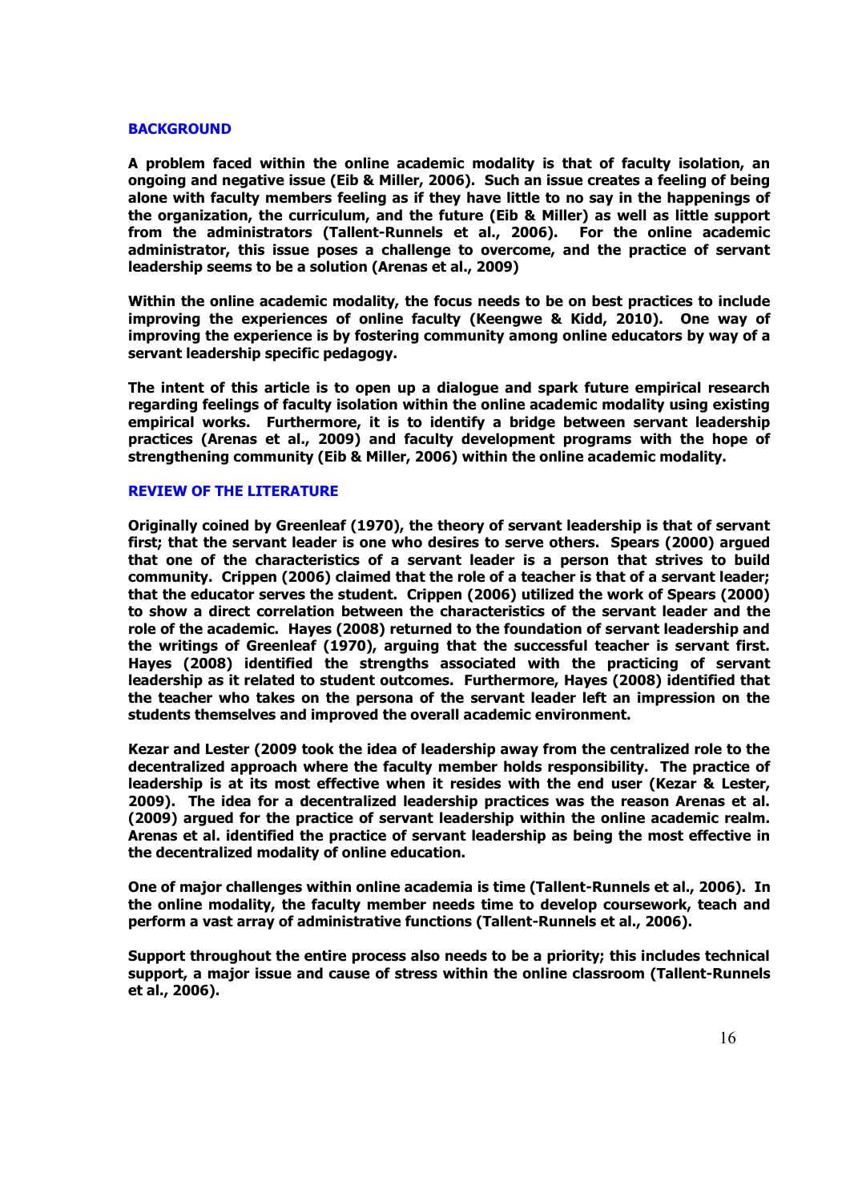## BACKGROUND

**A problem faced within the online academic modality is that of faculty isolation, an ongoing and negative issue (Eib & Miller, 2006). Such an issue creates a feeling of being alone with faculty members feeling as if they have little to no say in the happenings of the organization, the curriculum, and the future (Eib & Miller) as well as little support from the administrators (Tallent-Runnels et al., 2006). For the online academic administrator, this issue poses a challenge to overcome, and the practice of servant leadership seems to be a solution (Arenas et al., 2009)**

**Within the online academic modality, the focus needs to be on best practices to include improving the experiences of online faculty (Keengwe & Kidd, 2010). One way of improving the experience is by fostering community among online educators by way of a servant leadership specific pedagogy.**

**The intent of this article is to open up a dialogue and spark future empirical research regarding feelings of faculty isolation within the online academic modality using existing empirical works. Furthermore, it is to identify a bridge between servant leadership practices (Arenas et al., 2009) and faculty development programs with the hope of strengthening community (Eib & Miller, 2006) within the online academic modality.**

## REVIEW OF THE LITERATURE

**Originally coined by Greenleaf (1970), the theory of servant leadership is that of servant first; that the servant leader is one who desires to serve others. Spears (2000) argued that one of the characteristics of a servant leader is a person that strives to build community. Crippen (2006) claimed that the role of a teacher is that of a servant leader; that the educator serves the student. Crippen (2006) utilized the work of Spears (2000) to show a direct correlation between the characteristics of the servant leader and the role of the academic. Hayes (2008) returned to the foundation of servant leadership and the writings of Greenleaf (1970), arguing that the successful teacher is servant first. Hayes (2008) identified the strengths associated with the practicing of servant leadership as it related to student outcomes. Furthermore, Hayes (2008) identified that the teacher who takes on the persona of the servant leader left an impression on the students themselves and improved the overall academic environment.**

**Kezar and Lester (2009 took the idea of leadership away from the centralized role to the decentralized approach where the faculty member holds responsibility. The practice of leadership is at its most effective when it resides with the end user (Kezar & Lester, 2009). The idea for a decentralized leadership practices was the reason Arenas et al. (2009) argued for the practice of servant leadership within the online academic realm. Arenas et al. identified the practice of servant leadership as being the most effective in the decentralized modality of online education.**

**One of major challenges within online academia is time (Tallent-Runnels et al., 2006). In the online modality, the faculty member needs time to develop coursework, teach and perform a vast array of administrative functions (Tallent-Runnels et al., 2006).**

**Support throughout the entire process also needs to be a priority; this includes technical support, a major issue and cause of stress within the online classroom (Tallent-Runnels et al., 2006).**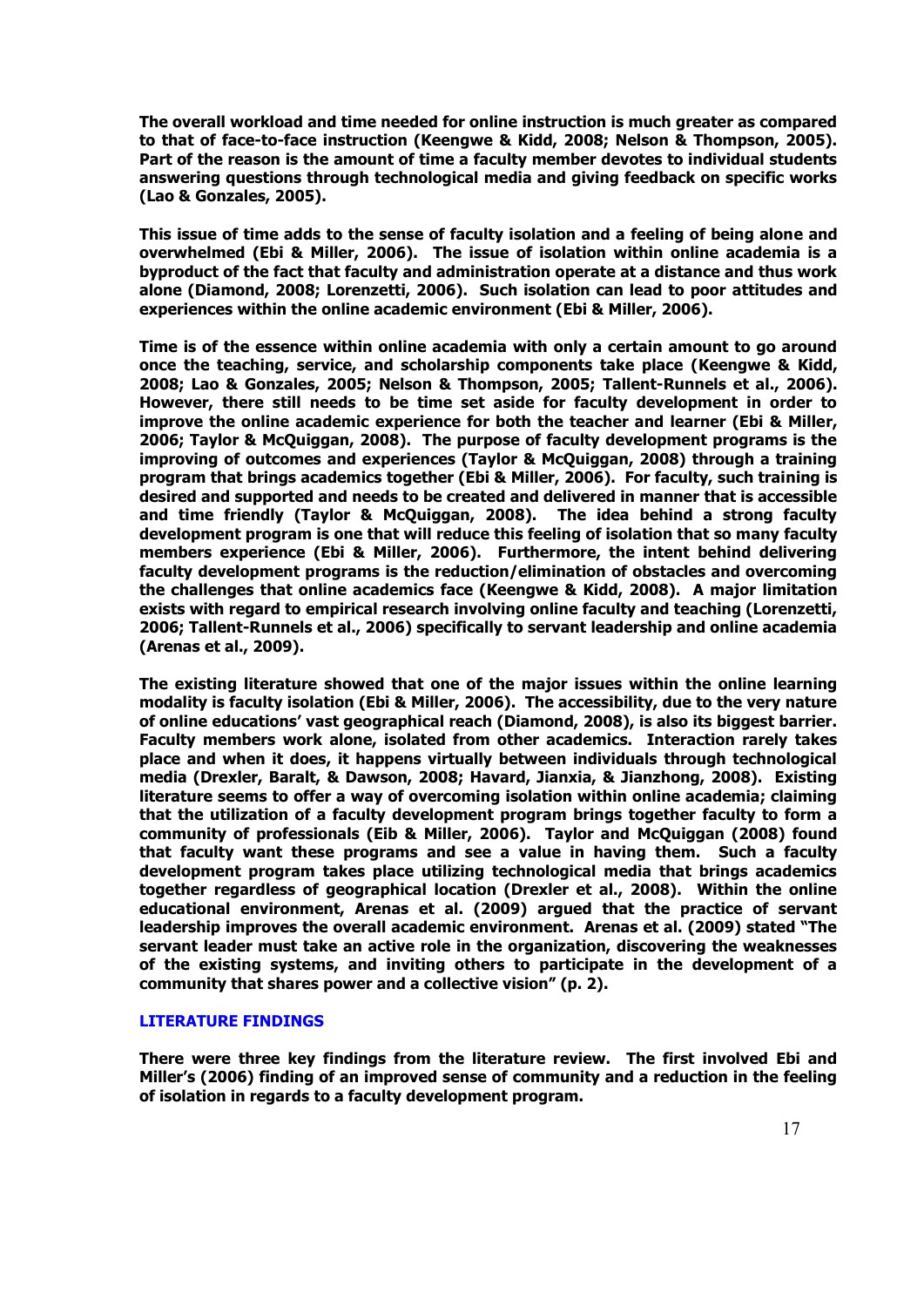**The overall workload and time needed for online instruction is much greater as compared to that of face-to-face instruction (Keengwe & Kidd, 2008; Nelson & Thompson, 2005). Part of the reason is the amount of time a faculty member devotes to individual students answering questions through technological media and giving feedback on specific works (Lao & Gonzales, 2005).**

**This issue of time adds to the sense of faculty isolation and a feeling of being alone and overwhelmed (Ebi & Miller, 2006). The issue of isolation within online academia is a byproduct of the fact that faculty and administration operate at a distance and thus work alone (Diamond, 2008; Lorenzetti, 2006). Such isolation can lead to poor attitudes and experiences within the online academic environment (Ebi & Miller, 2006).**

**Time is of the essence within online academia with only a certain amount to go around once the teaching, service, and scholarship components take place (Keengwe & Kidd, 2008; Lao & Gonzales, 2005; Nelson & Thompson, 2005; Tallent-Runnels et al., 2006). However, there still needs to be time set aside for faculty development in order to improve the online academic experience for both the teacher and learner (Ebi & Miller, 2006; Taylor & McQuiggan, 2008). The purpose of faculty development programs is the improving of outcomes and experiences (Taylor & McQuiggan, 2008) through a training program that brings academics together (Ebi & Miller, 2006). For faculty, such training is desired and supported and needs to be created and delivered in manner that is accessible and time friendly (Taylor & McQuiggan, 2008). The idea behind a strong faculty development program is one that will reduce this feeling of isolation that so many faculty members experience (Ebi & Miller, 2006). Furthermore, the intent behind delivering faculty development programs is the reduction/elimination of obstacles and overcoming the challenges that online academics face (Keengwe & Kidd, 2008). A major limitation exists with regard to empirical research involving online faculty and teaching (Lorenzetti, 2006; Tallent-Runnels et al., 2006) specifically to servant leadership and online academia (Arenas et al., 2009).**

**The existing literature showed that one of the major issues within the online learning modality is faculty isolation (Ebi & Miller, 2006). The accessibility, due to the very nature of online educations' vast geographical reach (Diamond, 2008), is also its biggest barrier. Faculty members work alone, isolated from other academics. Interaction rarely takes place and when it does, it happens virtually between individuals through technological media (Drexler, Baralt, & Dawson, 2008; Havard, Jianxia, & Jianzhong, 2008). Existing literature seems to offer a way of overcoming isolation within online academia; claiming that the utilization of a faculty development program brings together faculty to form a community of professionals (Eib & Miller, 2006). Taylor and McQuiggan (2008) found that faculty want these programs and see a value in having them. Such a faculty development program takes place utilizing technological media that brings academics together regardless of geographical location (Drexler et al., 2008). Within the online educational environment, Arenas et al. (2009) argued that the practice of servant leadership improves the overall academic environment. Arenas et al. (2009) stated "The servant leader must take an active role in the organization, discovering the weaknesses of the existing systems, and inviting others to participate in the development of a community that shares power and a collective vision" (p. 2).**

## LITERATURE FINDINGS

**There were three key findings from the literature review. The first involved Ebi and Miller's (2006) finding of an improved sense of community and a reduction in the feeling of isolation in regards to a faculty development program.**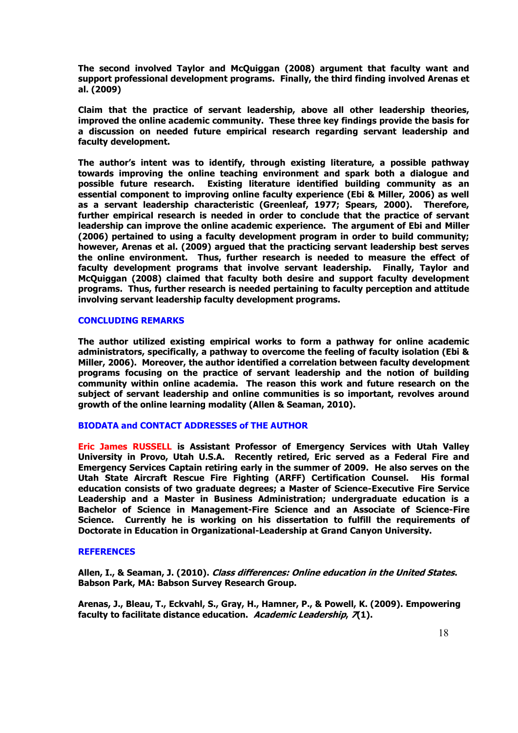**The second involved Taylor and McQuiggan (2008) argument that faculty want and support professional development programs. Finally, the third finding involved Arenas et al. (2009)**

**Claim that the practice of servant leadership, above all other leadership theories, improved the online academic community. These three key findings provide the basis for a discussion on needed future empirical research regarding servant leadership and faculty development.**

**The author's intent was to identify, through existing literature, a possible pathway towards improving the online teaching environment and spark both a dialogue and possible future research. Existing literature identified building community as an essential component to improving online faculty experience (Ebi & Miller, 2006) as well as a servant leadership characteristic (Greenleaf, 1977; Spears, 2000). Therefore, further empirical research is needed in order to conclude that the practice of servant leadership can improve the online academic experience. The argument of Ebi and Miller (2006) pertained to using a faculty development program in order to build community; however, Arenas et al. (2009) argued that the practicing servant leadership best serves the online environment. Thus, further research is needed to measure the effect of faculty development programs that involve servant leadership. Finally, Taylor and McQuiggan (2008) claimed that faculty both desire and support faculty development programs. Thus, further research is needed pertaining to faculty perception and attitude involving servant leadership faculty development programs.**

## CONCLUDING REMARKS

**The author utilized existing empirical works to form a pathway for online academic administrators, specifically, a pathway to overcome the feeling of faculty isolation (Ebi & Miller, 2006). Moreover, the author identified a correlation between faculty development programs focusing on the practice of servant leadership and the notion of building community within online academia. The reason this work and future research on the subject of servant leadership and online communities is so important, revolves around growth of the online learning modality (Allen & Seaman, 2010).**

## BIODATA and CONTACT ADDRESSES of THE AUTHOR

**Eric James RUSSELL is Assistant Professor of Emergency Services with Utah Valley University in Provo, Utah U.S.A. Recently retired, Eric served as a Federal Fire and Emergency Services Captain retiring early in the summer of 2009. He also serves on the Utah State Aircraft Rescue Fire Fighting (ARFF) Certification Counsel. His formal education consists of two graduate degrees; a Master of Science-Executive Fire Service Leadership and a Master in Business Administration; undergraduate education is a Bachelor of Science in Management-Fire Science and an Associate of Science-Fire Science. Currently he is working on his dissertation to fulfill the requirements of Doctorate in Education in Organizational-Leadership at Grand Canyon University.**

## REFERENCES

**Allen, I., & Seaman, J. (2010). *Class differences: Online education in the United States*. Babson Park, MA: Babson Survey Research Group.**

**Arenas, J., Bleau, T., Eckvahl, S., Gray, H., Hamner, P., & Powell, K. (2009). Empowering faculty to facilitate distance education. *Academic Leadership*, *7*(1).**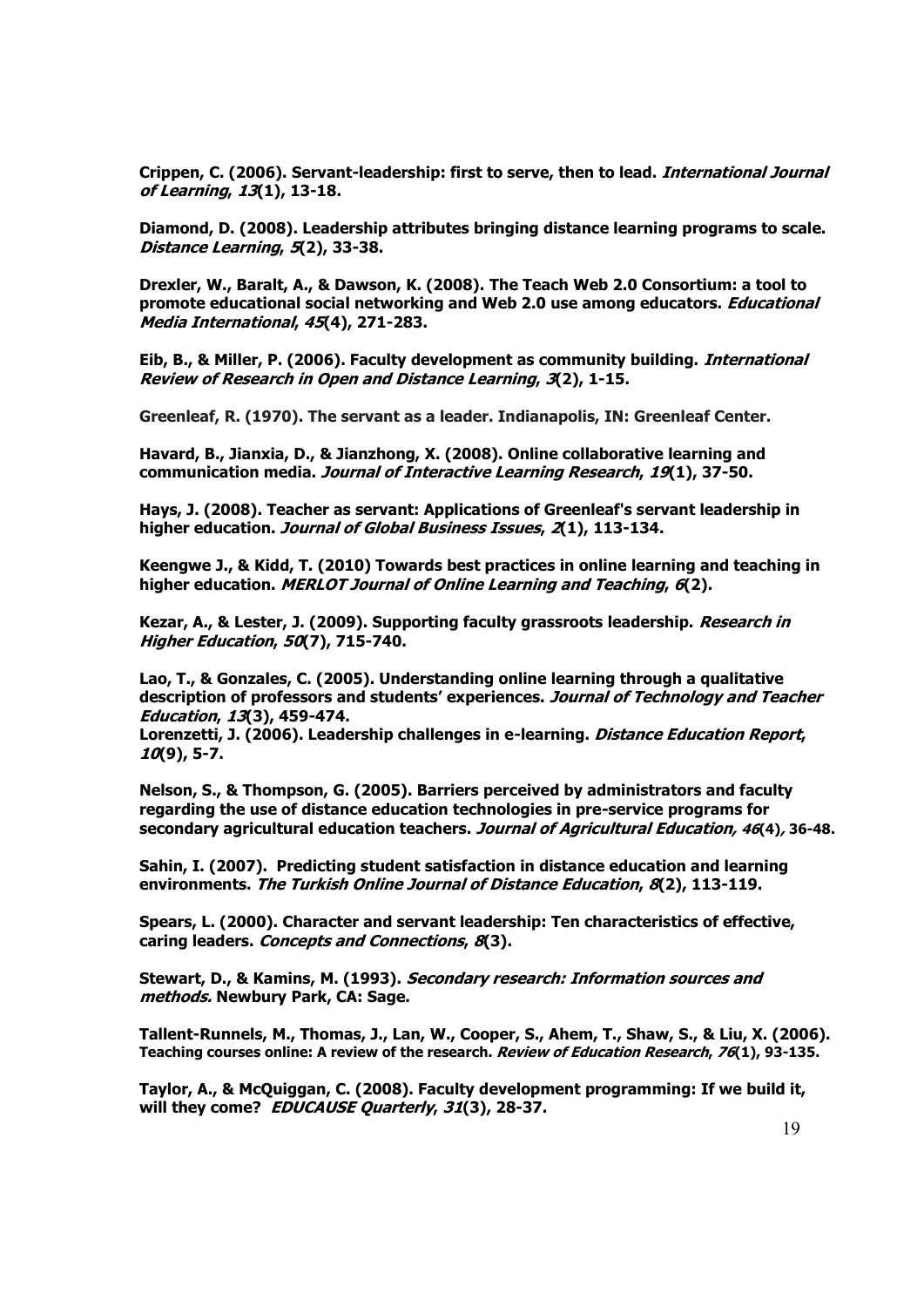**Crippen, C. (2006). Servant-leadership: first to serve, then to lead. *International Journal of Learning*, *13*(1), 13-18.**

**Diamond, D. (2008). Leadership attributes bringing distance learning programs to scale. *Distance Learning*, *5*(2), 33-38.**

**Drexler, W., Baralt, A., & Dawson, K. (2008). The Teach Web 2.0 Consortium: a tool to promote educational social networking and Web 2.0 use among educators. *Educational Media International*, *45*(4), 271-283.**

**Eib, B., & Miller, P. (2006). Faculty development as community building. *International Review of Research in Open and Distance Learning*, *3*(2), 1-15.**

**Greenleaf, R. (1970). The servant as a leader. Indianapolis, IN: Greenleaf Center.**

**Havard, B., Jianxia, D., & Jianzhong, X. (2008). Online collaborative learning and communication media. *Journal of Interactive Learning Research*, *19*(1), 37-50.**

**Hays, J. (2008). Teacher as servant: Applications of Greenleaf's servant leadership in higher education. *Journal of Global Business Issues*, *2*(1), 113-134.**

**Keengwe J., & Kidd, T. (2010) Towards best practices in online learning and teaching in higher education. *MERLOT Journal of Online Learning and Teaching*, *6*(2).**

**Kezar, A., & Lester, J. (2009). Supporting faculty grassroots leadership. *Research in Higher Education*, *50*(7), 715-740.**

**Lao, T., & Gonzales, C. (2005). Understanding online learning through a qualitative description of professors and students' experiences. *Journal of Technology and Teacher Education*, *13*(3), 459-474.**
**Lorenzetti, J. (2006). Leadership challenges in e-learning. *Distance Education Report*, *10*(9), 5-7.**

**Nelson, S., & Thompson, G. (2005). Barriers perceived by administrators and faculty regarding the use of distance education technologies in pre-service programs for secondary agricultural education teachers. *Journal of Agricultural Education, 46*(4)*,* 36-48.**

**Sahin, I. (2007). Predicting student satisfaction in distance education and learning environments. *The Turkish Online Journal of Distance Education*, *8*(2), 113-119.**

**Spears, L. (2000). Character and servant leadership: Ten characteristics of effective, caring leaders. *Concepts and Connections*, *8*(3).**

**Stewart, D., & Kamins, M. (1993). *Secondary research: Information sources and methods.* Newbury Park, CA: Sage.**

**Tallent-Runnels, M., Thomas, J., Lan, W., Cooper, S., Ahem, T., Shaw, S., & Liu, X. (2006). Teaching courses online: A review of the research. *Review of Education Research*, *76*(1), 93-135.**

**Taylor, A., & McQuiggan, C. (2008). Faculty development programming: If we build it, will they come? *EDUCAUSE Quarterly*, *31*(3), 28-37.**